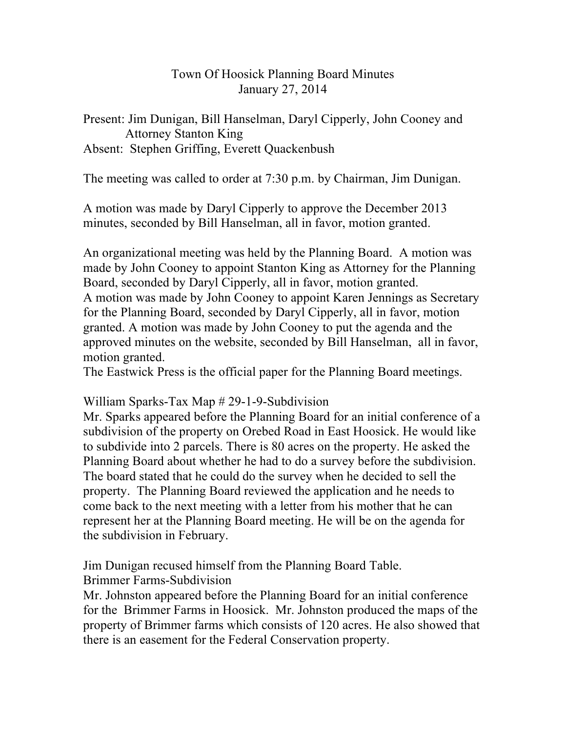# Town Of Hoosick Planning Board Minutes
## January 27, 2014

Present: Jim Dunigan, Bill Hanselman, Daryl Cipperly, John Cooney and Attorney Stanton King
Absent: Stephen Griffing, Everett Quackenbush

The meeting was called to order at 7:30 p.m. by Chairman, Jim Dunigan.

A motion was made by Daryl Cipperly to approve the December 2013 minutes, seconded by Bill Hanselman, all in favor, motion granted.

An organizational meeting was held by the Planning Board. A motion was made by John Cooney to appoint Stanton King as Attorney for the Planning Board, seconded by Daryl Cipperly, all in favor, motion granted.
A motion was made by John Cooney to appoint Karen Jennings as Secretary for the Planning Board, seconded by Daryl Cipperly, all in favor, motion granted. A motion was made by John Cooney to put the agenda and the approved minutes on the website, seconded by Bill Hanselman, all in favor, motion granted.
The Eastwick Press is the official paper for the Planning Board meetings.

William Sparks-Tax Map # 29-1-9-Subdivision
Mr. Sparks appeared before the Planning Board for an initial conference of a subdivision of the property on Orebed Road in East Hoosick. He would like to subdivide into 2 parcels. There is 80 acres on the property. He asked the Planning Board about whether he had to do a survey before the subdivision. The board stated that he could do the survey when he decided to sell the property. The Planning Board reviewed the application and he needs to come back to the next meeting with a letter from his mother that he can represent her at the Planning Board meeting. He will be on the agenda for the subdivision in February.

Jim Dunigan recused himself from the Planning Board Table.
Brimmer Farms-Subdivision
Mr. Johnston appeared before the Planning Board for an initial conference for the Brimmer Farms in Hoosick. Mr. Johnston produced the maps of the property of Brimmer farms which consists of 120 acres. He also showed that there is an easement for the Federal Conservation property.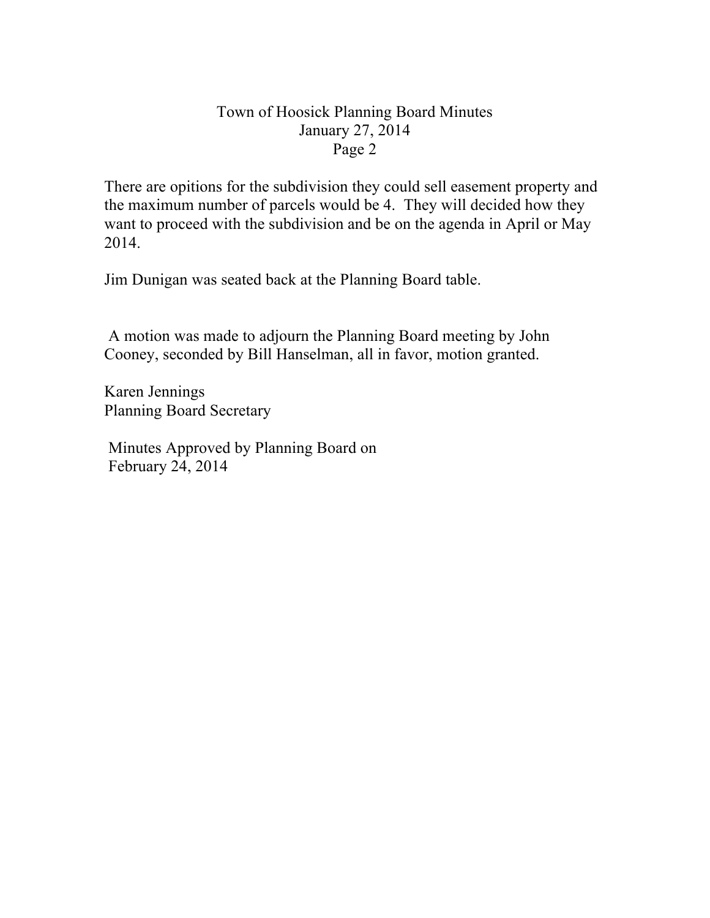There are opitions for the subdivision they could sell easement property and the maximum number of parcels would be 4. They will decided how they want to proceed with the subdivision and be on the agenda in April or May 2014.

Jim Dunigan was seated back at the Planning Board table.

A motion was made to adjourn the Planning Board meeting by John Cooney, seconded by Bill Hanselman, all in favor, motion granted.

Karen Jennings
Planning Board Secretary

Minutes Approved by Planning Board on
February 24, 2014